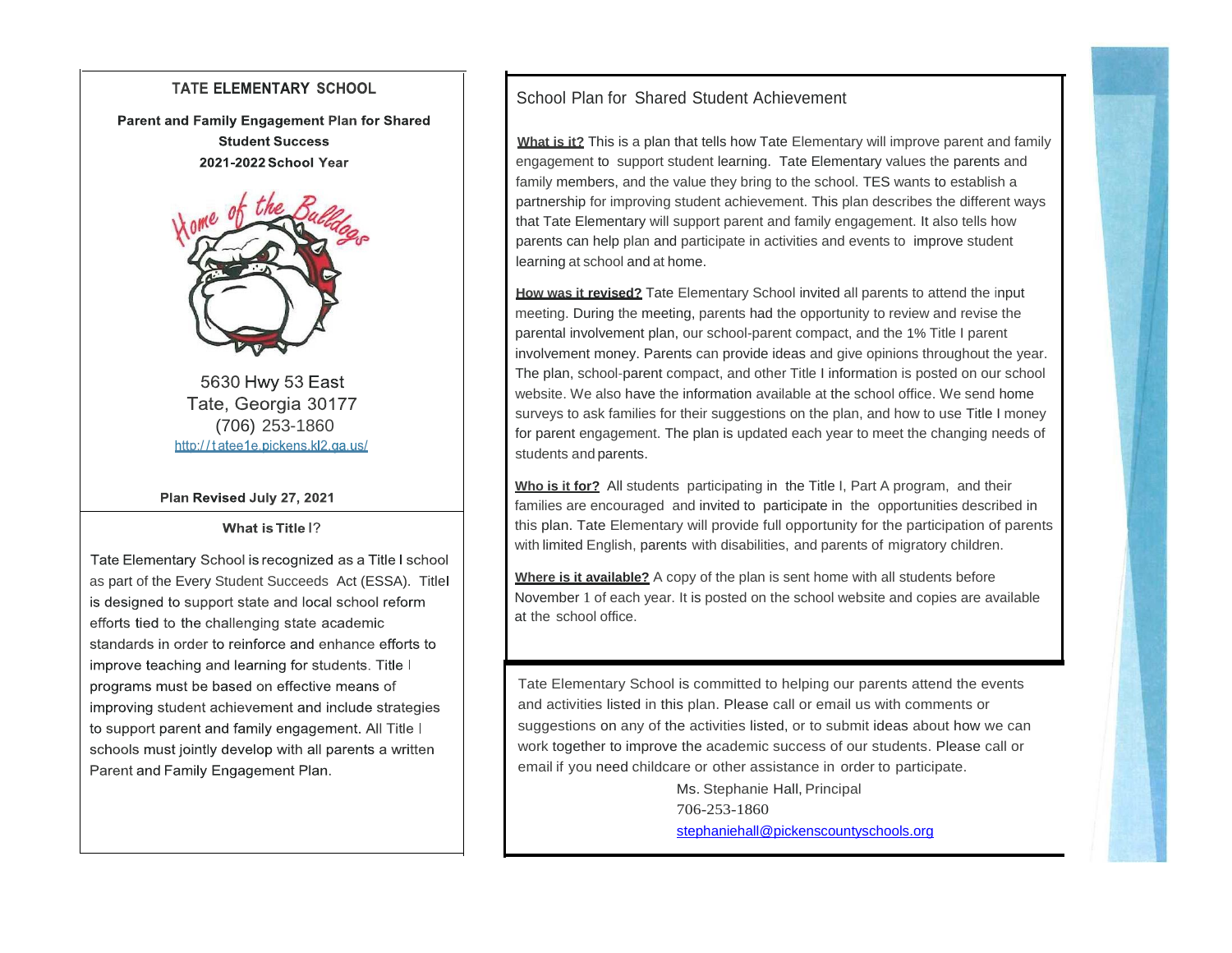# TATE ELEMENTARY SCHOOL

**Parent and Family Engagement Plan for Shared Student Success**

**2021-2022 School Year**

5630 Hwy 53 East
Tate, Georgia 30177
(706) 253-1860
http://tatee1e.pickens.kl2.ga.us/

**Plan Revised July 27, 2021**

## What is Title I?

Tate Elementary School is recognized as a Title I school as part of the Every Student Succeeds Act (ESSA). TitleI is designed to support state and local school reform efforts tied to the challenging state academic standards in order to reinforce and enhance efforts to improve teaching and learning for students. Title I programs must be based on effective means of improving student achievement and include strategies to support parent and family engagement. All Title I schools must jointly develop with all parents a written Parent and Family Engagement Plan.

## School Plan for Shared Student Achievement

**What is it?** This is a plan that tells how Tate Elementary will improve parent and family engagement to support student learning. Tate Elementary values the parents and family members, and the value they bring to the school. TES wants to establish a partnership for improving student achievement. This plan describes the different ways that Tate Elementary will support parent and family engagement. It also tells how parents can help plan and participate in activities and events to improve student learning at school and at home.

**How was it revised?** Tate Elementary School invited all parents to attend the input meeting. During the meeting, parents had the opportunity to review and revise the parental involvement plan, our school-parent compact, and the 1% Title I parent involvement money. Parents can provide ideas and give opinions throughout the year. The plan, school-parent compact, and other Title I information is posted on our school website. We also have the information available at the school office. We send home surveys to ask families for their suggestions on the plan, and how to use Title I money for parent engagement. The plan is updated each year to meet the changing needs of students and parents.

**Who is it for?** All students participating in the Title I, Part A program, and their families are encouraged and invited to participate in the opportunities described in this plan. Tate Elementary will provide full opportunity for the participation of parents with limited English, parents with disabilities, and parents of migratory children.

**Where is it available?** A copy of the plan is sent home with all students before November 1 of each year. It is posted on the school website and copies are available at the school office.

Tate Elementary School is committed to helping our parents attend the events and activities listed in this plan. Please call or email us with comments or suggestions on any of the activities listed, or to submit ideas about how we can work together to improve the academic success of our students. Please call or email if you need childcare or other assistance in order to participate.

Ms. Stephanie Hall, Principal
706-253-1860
stephaniehall@pickenscountyschools.org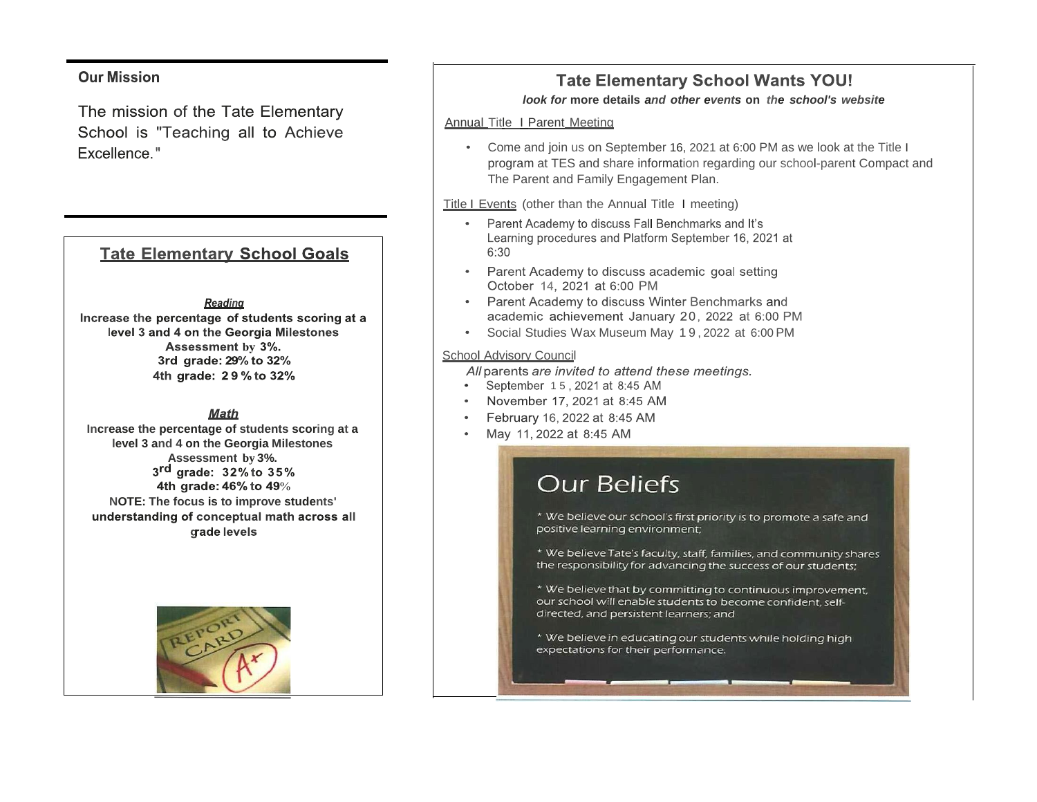## Our Mission

The mission of the Tate Elementary School is "Teaching all to Achieve Excellence."

## Tate Elementary School Goals

***Reading***

**Increase the percentage of students scoring at a level 3 and 4 on the Georgia Milestones Assessment by 3%.**
**3rd grade: 29% to 32%**
**4th grade: 29% to 32%**

***Math***

**Increase the percentage of students scoring at a level 3 and 4 on the Georgia Milestones Assessment by 3%.**
**3rd grade: 32% to 35%**
**4th grade: 46% to 49%**
**NOTE: The focus is to improve students' understanding of conceptual math across all grade levels**

## Tate Elementary School Wants YOU!

***look for* more details *and other events* on *the school's website***

Annual Title I Parent Meeting

- Come and join us on September 16, 2021 at 6:00 PM as we look at the Title I program at TES and share information regarding our school-parent Compact and The Parent and Family Engagement Plan.

Title I Events (other than the Annual Title I meeting)

- Parent Academy to discuss Fall Benchmarks and It's Learning procedures and Platform September 16, 2021 at 6:30
- Parent Academy to discuss academic goal setting October 14, 2021 at 6:00 PM
- Parent Academy to discuss Winter Benchmarks and academic achievement January 20, 2022 at 6:00 PM
- Social Studies Wax Museum May 19, 2022 at 6:00 PM

School Advisory Council

*All parents are invited to attend these meetings.*

- September 15, 2021 at 8:45 AM
- November 17, 2021 at 8:45 AM
- February 16, 2022 at 8:45 AM
- May 11, 2022 at 8:45 AM

## Our Beliefs

* We believe our school's first priority is to promote a safe and positive learning environment;

* We believe Tate's faculty, staff, families, and community shares the responsibility for advancing the success of our students;

* We believe that by committing to continuous improvement, our school will enable students to become confident, self-directed, and persistent learners; and

* We believe in educating our students while holding high expectations for their performance.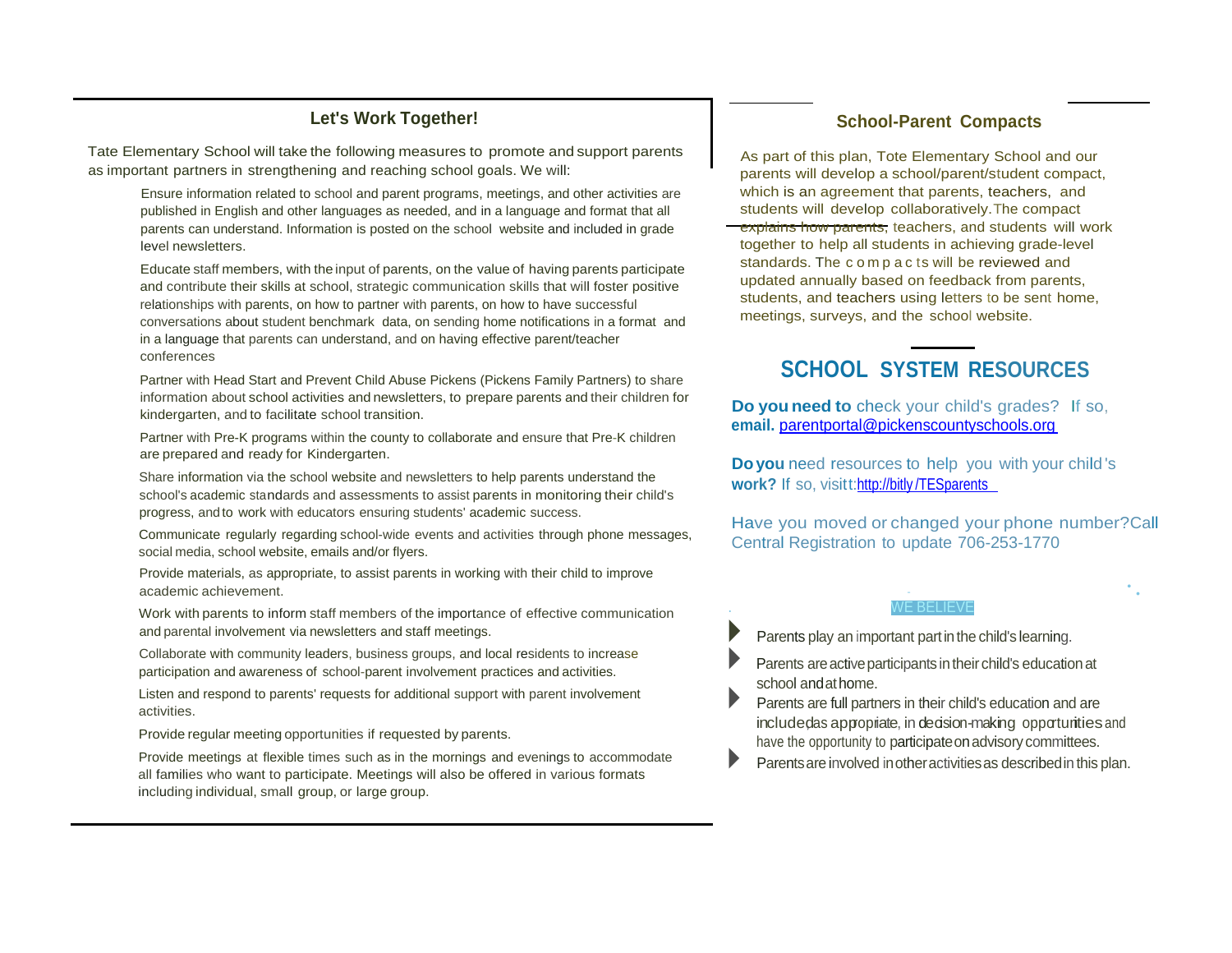## Let's Work Together!

Tate Elementary School will take the following measures to promote and support parents as important partners in strengthening and reaching school goals. We will:

- Ensure information related to school and parent programs, meetings, and other activities are published in English and other languages as needed, and in a language and format that all parents can understand. Information is posted on the school website and included in grade level newsletters.
- Educate staff members, with the input of parents, on the value of having parents participate and contribute their skills at school, strategic communication skills that will foster positive relationships with parents, on how to partner with parents, on how to have successful conversations about student benchmark data, on sending home notifications in a format and in a language that parents can understand, and on having effective parent/teacher conferences
- Partner with Head Start and Prevent Child Abuse Pickens (Pickens Family Partners) to share information about school activities and newsletters, to prepare parents and their children for kindergarten, and to facilitate school transition.
- Partner with Pre-K programs within the county to collaborate and ensure that Pre-K children are prepared and ready for Kindergarten.
- Share information via the school website and newsletters to help parents understand the school's academic standards and assessments to assist parents in monitoring their child's progress, and to work with educators ensuring students' academic success.
- Communicate regularly regarding school-wide events and activities through phone messages, social media, school website, emails and/or flyers.
- Provide materials, as appropriate, to assist parents in working with their child to improve academic achievement.
- Work with parents to inform staff members of the importance of effective communication and parental involvement via newsletters and staff meetings.
- Collaborate with community leaders, business groups, and local residents to increase participation and awareness of school-parent involvement practices and activities.
- Listen and respond to parents' requests for additional support with parent involvement activities.
- Provide regular meeting opportunities if requested by parents.
- Provide meetings at flexible times such as in the mornings and evenings to accommodate all families who want to participate. Meetings will also be offered in various formats including individual, small group, or large group.

## School-Parent Compacts

As part of this plan, Tote Elementary School and our parents will develop a school/parent/student compact, which is an agreement that parents, teachers, and students will develop collaboratively. The compact explains how parents, teachers, and students will work together to help all students in achieving grade-level standards. The compacts will be reviewed and updated annually based on feedback from parents, students, and teachers using letters to be sent home, meetings, surveys, and the school website.

## SCHOOL SYSTEM RESOURCES

**Do you need to** check your child's grades? If so, **email.** parentportal@pickenscountyschools.org

**Do you** need resources to help you with your child's **work?** If so, visit: http://bitly/TESparents

Have you moved or changed your phone number? Call Central Registration to update 706-253-1770

### WE BELIEVE

- Parents play an important part in the child's learning.
- Parents are active participants in their child's education at school and at home.
- Parents are full partners in their child's education and are included, as appropriate, in decision-making opportunities and have the opportunity to participate on advisory committees.
- Parents are involved in other activities as described in this plan.